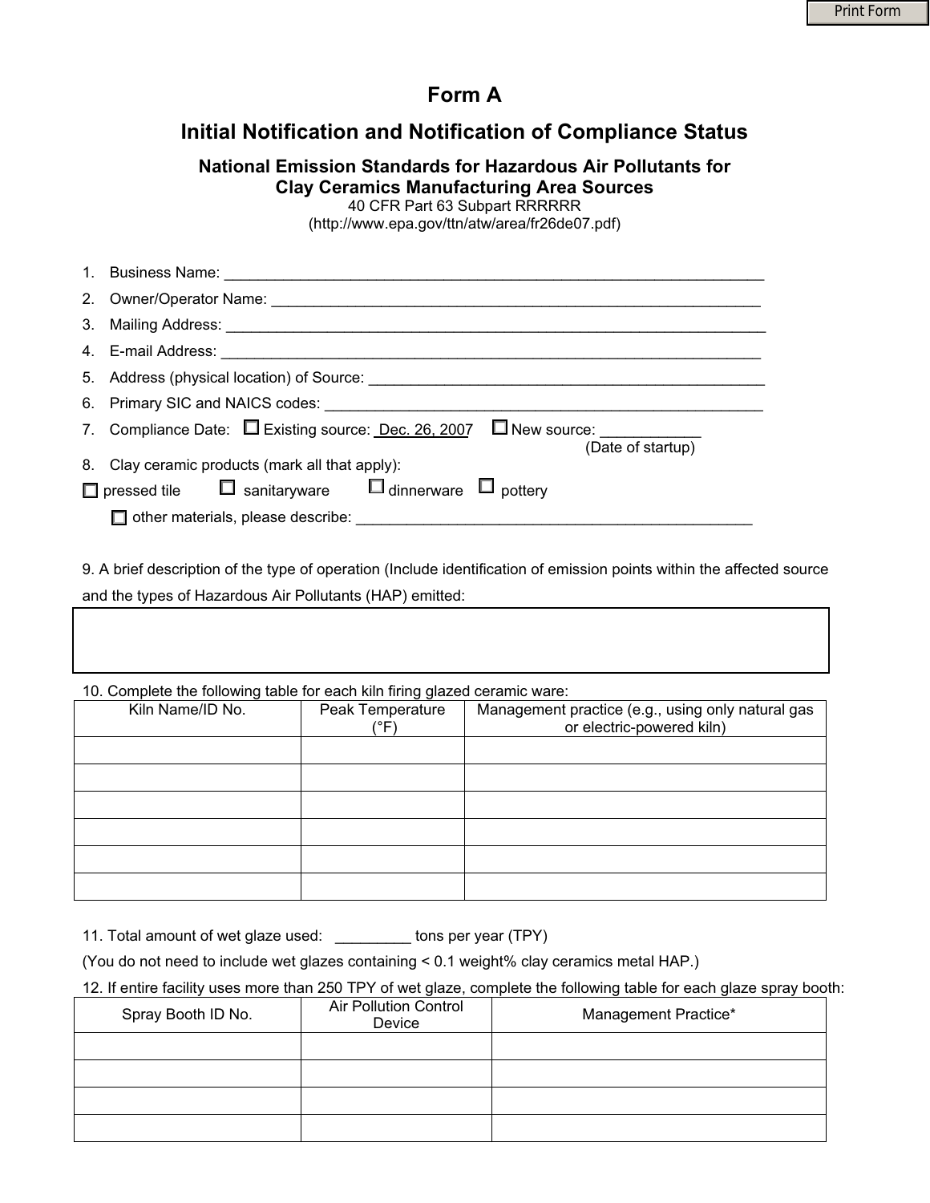# Form A

## Initial Notification and Notification of Compliance Status

### National Emission Standards for Hazardous Air Pollutants for Clay Ceramics Manufacturing Area Sources

40 CFR Part 63 Subpart RRRRRR
(http://www.epa.gov/ttn/atw/area/fr26de07.pdf)

1. Business Name: ________________________________________________________________
2. Owner/Operator Name: __________________________________________________________
3. Mailing Address: _______________________________________________________________
4. E-mail Address: ________________________________________________________________
5. Address (physical location) of Source: ______________________________________________
6. Primary SIC and NAICS codes: ___________________________________________________
7. Compliance Date: ☐ Existing source: Dec. 26, 2007 ☐ New source: ____________ (Date of startup)
8. Clay ceramic products (mark all that apply):

☐ pressed tile ☐ sanitaryware ☐ dinnerware ☐ pottery

☐ other materials, please describe: ______________________________________________

9. A brief description of the type of operation (Include identification of emission points within the affected source and the types of Hazardous Air Pollutants (HAP) emitted:

| |
|---|
| |

10. Complete the following table for each kiln firing glazed ceramic ware:

| Kiln Name/ID No. | Peak Temperature (°F) | Management practice (e.g., using only natural gas or electric-powered kiln) |
|---|---|---|
| | | |
| | | |
| | | |
| | | |
| | | |
| | | |

11. Total amount of wet glaze used: _________ tons per year (TPY)

(You do not need to include wet glazes containing < 0.1 weight% clay ceramics metal HAP.)

12. If entire facility uses more than 250 TPY of wet glaze, complete the following table for each glaze spray booth:

| Spray Booth ID No. | Air Pollution Control Device | Management Practice* |
|---|---|---|
| | | |
| | | |
| | | |
| | | |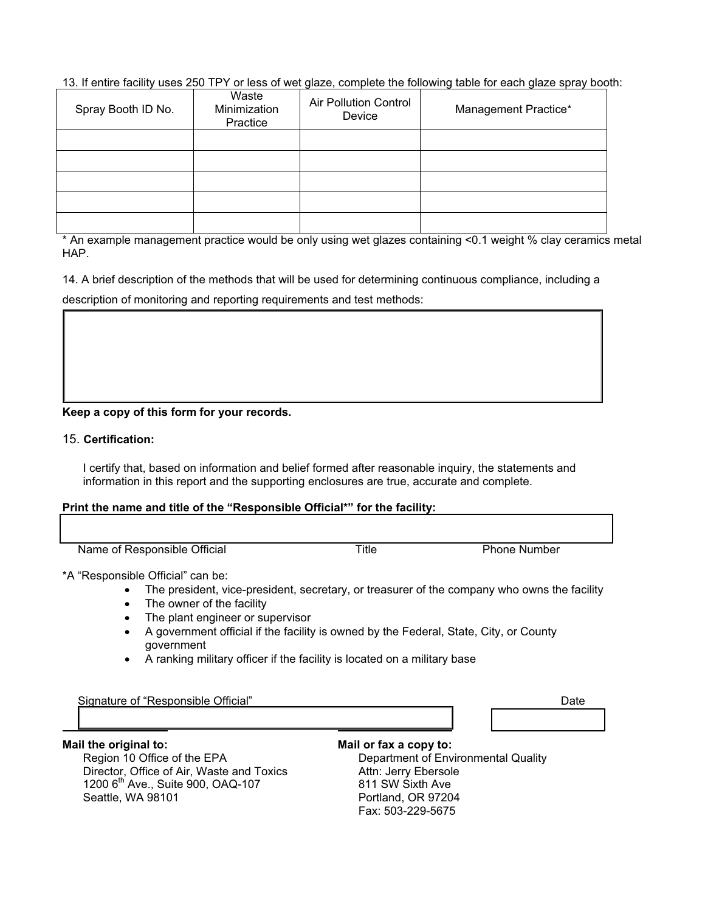13. If entire facility uses 250 TPY or less of wet glaze, complete the following table for each glaze spray booth:

| Spray Booth ID No. | Waste Minimization Practice | Air Pollution Control Device | Management Practice* |
|---|---|---|---|
| | | | |
| | | | |
| | | | |
| | | | |
| | | | |

* An example management practice would be only using wet glazes containing <0.1 weight % clay ceramics metal HAP.

14. A brief description of the methods that will be used for determining continuous compliance, including a description of monitoring and reporting requirements and test methods:

| |
|---|
| |

**Keep a copy of this form for your records.**

15. **Certification:**

I certify that, based on information and belief formed after reasonable inquiry, the statements and information in this report and the supporting enclosures are true, accurate and complete.

**Print the name and title of the "Responsible Official*" for the facility:**

| | | |
|---|---|---|
| | | |
| Name of Responsible Official | Title | Phone Number |

*A "Responsible Official" can be:

- The president, vice-president, secretary, or treasurer of the company who owns the facility
- The owner of the facility
- The plant engineer or supervisor
- A government official if the facility is owned by the Federal, State, City, or County government
- A ranking military officer if the facility is located on a military base

| Signature of "Responsible Official" | Date |
|---|---|
| | |

**Mail the original to:**

Region 10 Office of the EPA
Director, Office of Air, Waste and Toxics
1200 6th Ave., Suite 900, OAQ-107
Seattle, WA 98101

**Mail or fax a copy to:**

Department of Environmental Quality
Attn: Jerry Ebersole
811 SW Sixth Ave
Portland, OR 97204
Fax: 503-229-5675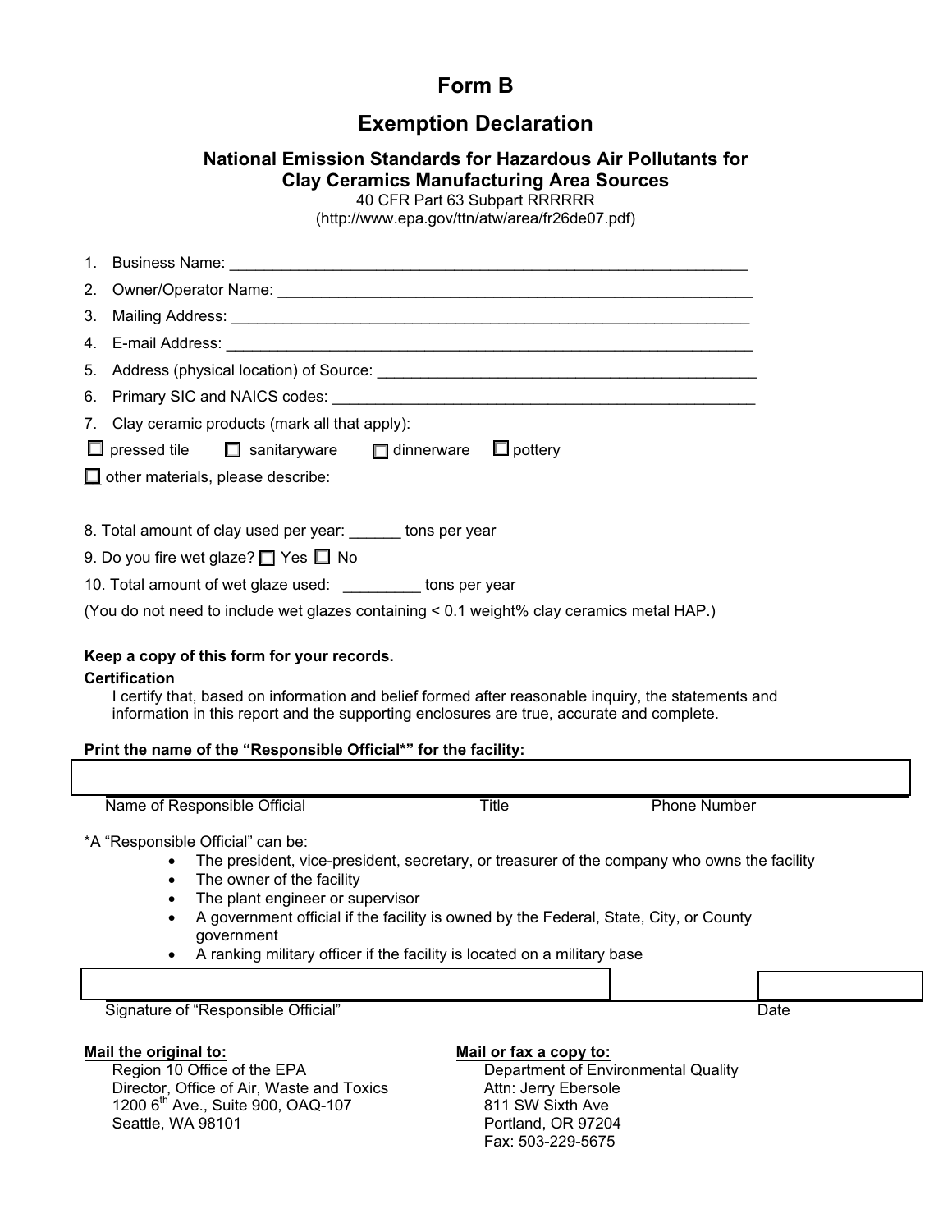# Form B

## Exemption Declaration

### National Emission Standards for Hazardous Air Pollutants for Clay Ceramics Manufacturing Area Sources

40 CFR Part 63 Subpart RRRRRR
(http://www.epa.gov/ttn/atw/area/fr26de07.pdf)

1. Business Name: ____________________________________________________________
2. Owner/Operator Name: ______________________________________________________
3. Mailing Address: __________________________________________________________
4. E-mail Address: ___________________________________________________________
5. Address (physical location) of Source: _____________________________________
6. Primary SIC and NAICS codes: _______________________________________________
7. Clay ceramic products (mark all that apply):

☐ pressed tile ☐ sanitaryware ☐ dinnerware ☐ pottery

☐ other materials, please describe:

8. Total amount of clay used per year: ______ tons per year

9. Do you fire wet glaze? ☐ Yes ☐ No

10. Total amount of wet glaze used: _________ tons per year

(You do not need to include wet glazes containing < 0.1 weight% clay ceramics metal HAP.)

**Keep a copy of this form for your records.**

**Certification**

I certify that, based on information and belief formed after reasonable inquiry, the statements and information in this report and the supporting enclosures are true, accurate and complete.

**Print the name of the "Responsible Official*" for the facility:**

| Name of Responsible Official | Title | Phone Number |
|---|---|---|
| | | |

*A "Responsible Official" can be:

- The president, vice-president, secretary, or treasurer of the company who owns the facility
- The owner of the facility
- The plant engineer or supervisor
- A government official if the facility is owned by the Federal, State, City, or County government
- A ranking military officer if the facility is located on a military base

| Signature of "Responsible Official" | Date |
|---|---|
| | |

**Mail the original to:**

Region 10 Office of the EPA
Director, Office of Air, Waste and Toxics
1200 6th Ave., Suite 900, OAQ-107
Seattle, WA 98101

**Mail or fax a copy to:**

Department of Environmental Quality
Attn: Jerry Ebersole
811 SW Sixth Ave
Portland, OR 97204
Fax: 503-229-5675